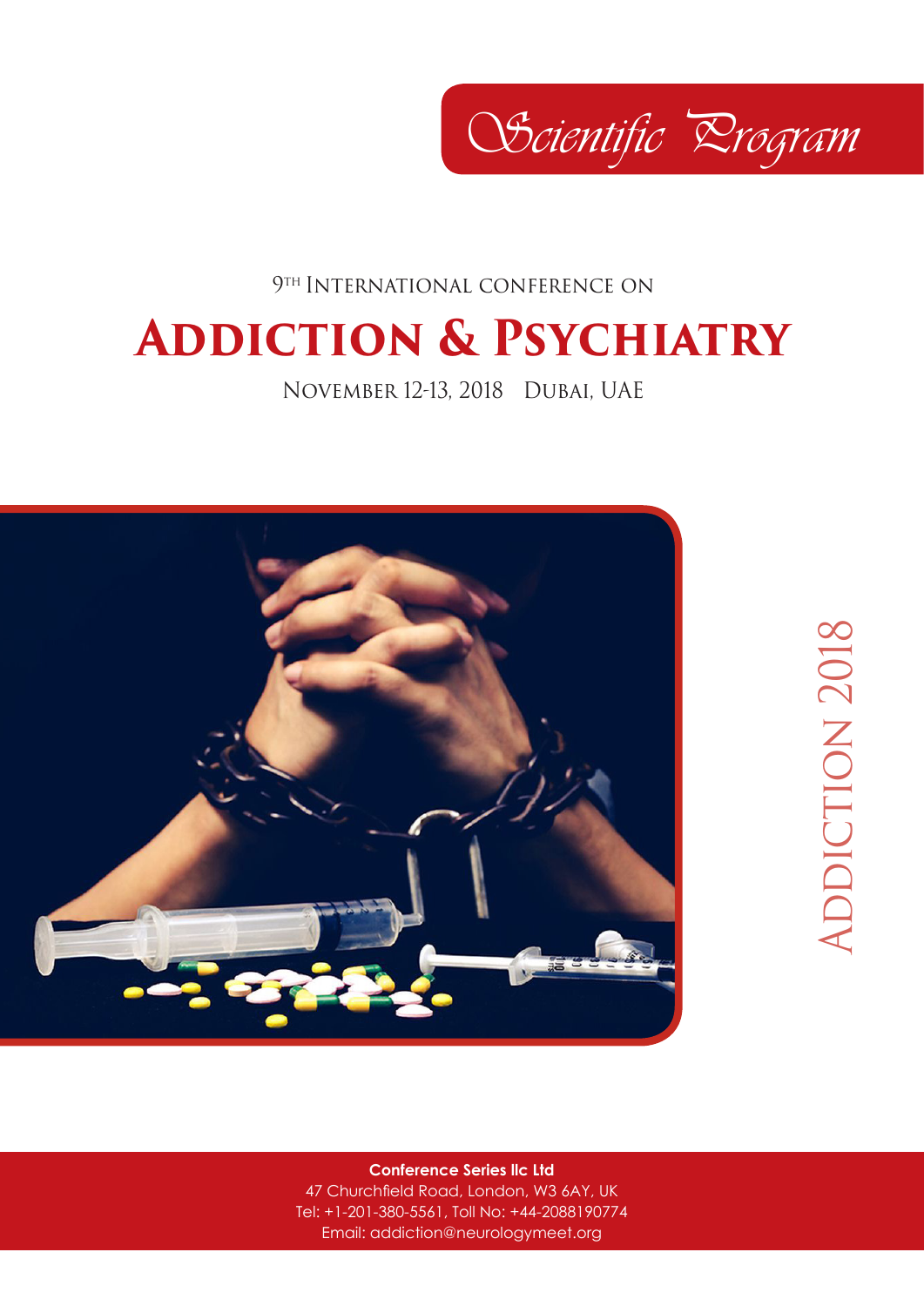*Scientific Program*

9th International conference on

# Addiction & Psychiatry

November 12-13, 2018 Dubai, UAE

Addiction 2018

**Conference Series llc Ltd**
47 Churchfield Road, London, W3 6AY, UK
Tel: +1-201-380-5561, Toll No: +44-2088190774
Email: addiction@neurologymeet.org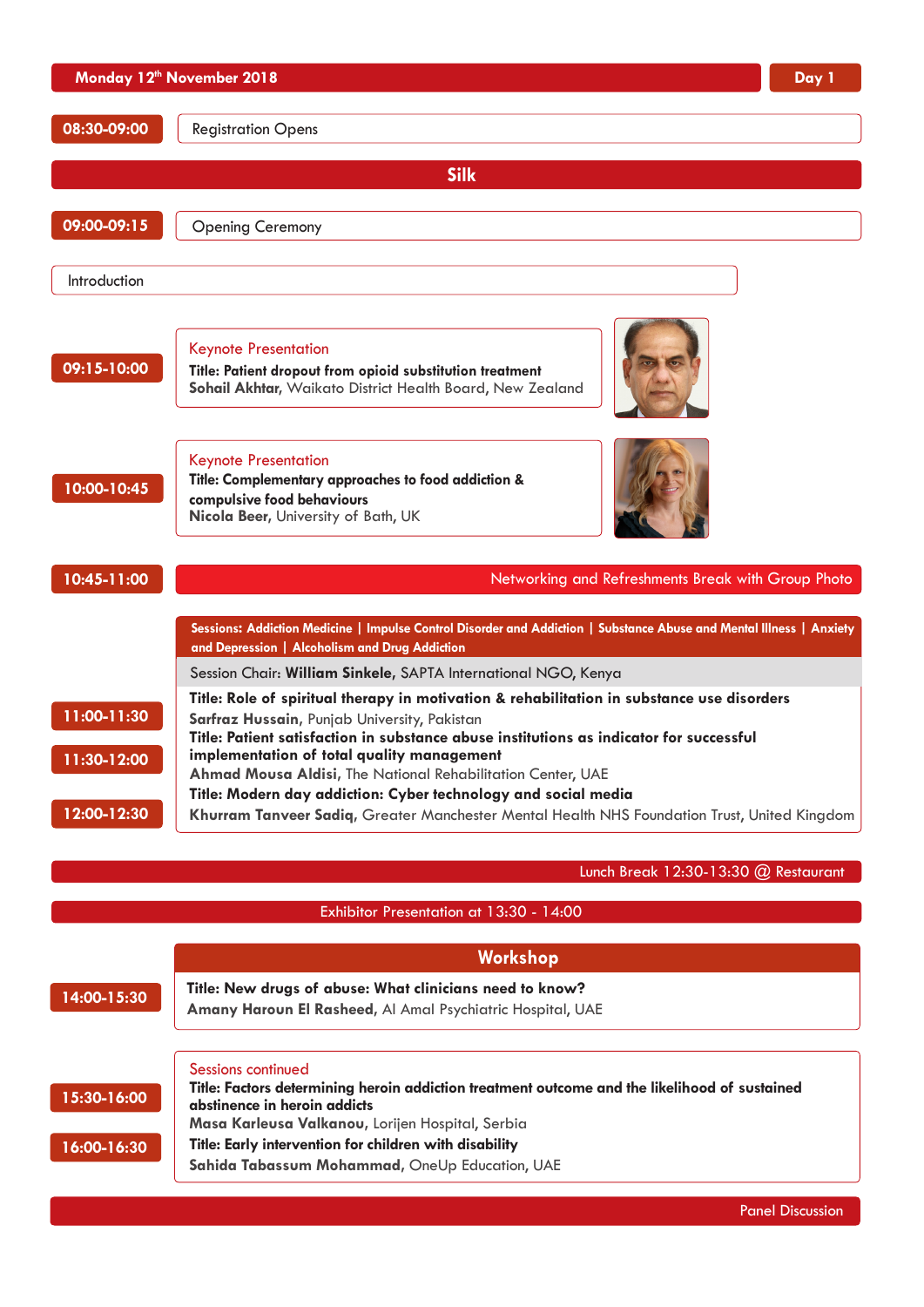## Monday 12th November 2018 — Day 1

**08:30-09:00** Registration Opens

## Silk

**09:00-09:15** Opening Ceremony

Introduction

**09:15-10:00**
Keynote Presentation
**Title: Patient dropout from opioid substitution treatment**
**Sohail Akhtar,** Waikato District Health Board, New Zealand

**10:00-10:45**
Keynote Presentation
**Title: Complementary approaches to food addiction & compulsive food behaviours**
**Nicola Beer,** University of Bath, UK

**10:45-11:00** Networking and Refreshments Break with Group Photo

**Sessions: Addiction Medicine | Impulse Control Disorder and Addiction | Substance Abuse and Mental Illness | Anxiety and Depression | Alcoholism and Drug Addiction**

Session Chair: **William Sinkele,** SAPTA International NGO, Kenya

**11:00-11:30**
**Title: Role of spiritual therapy in motivation & rehabilitation in substance use disorders**
**Sarfraz Hussain,** Punjab University, Pakistan

**11:30-12:00**
**Title: Patient satisfaction in substance abuse institutions as indicator for successful implementation of total quality management**
**Ahmad Mousa Aldisi,** The National Rehabilitation Center, UAE

**12:00-12:30**
**Title: Modern day addiction: Cyber technology and social media**
**Khurram Tanveer Sadiq,** Greater Manchester Mental Health NHS Foundation Trust, United Kingdom

Lunch Break 12:30-13:30 @ Restaurant

Exhibitor Presentation at 13:30 - 14:00

### Workshop

**14:00-15:30**
**Title: New drugs of abuse: What clinicians need to know?**
**Amany Haroun El Rasheed,** Al Amal Psychiatric Hospital, UAE

Sessions continued

**15:30-16:00**
**Title: Factors determining heroin addiction treatment outcome and the likelihood of sustained abstinence in heroin addicts**
**Masa Karleusa Valkanou,** Lorijen Hospital, Serbia

**16:00-16:30**
**Title: Early intervention for children with disability**
**Sahida Tabassum Mohammad,** OneUp Education, UAE

Panel Discussion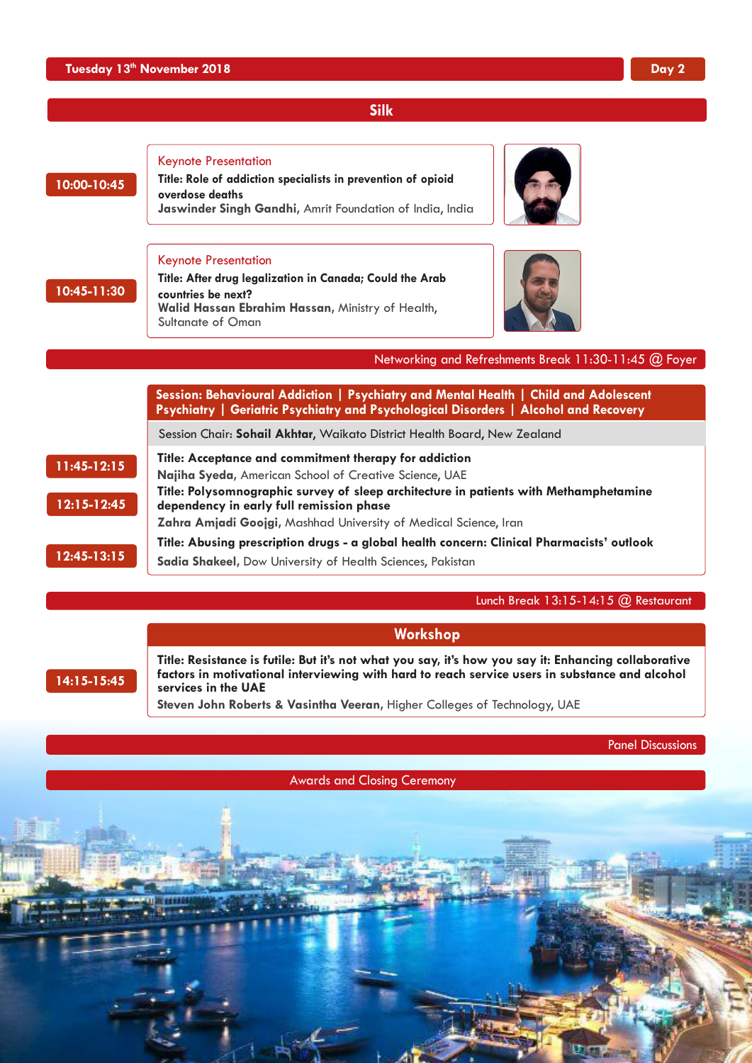**Tuesday 13th November 2018** | **Day 2**

## Silk

**10:00-10:45**

Keynote Presentation

**Title: Role of addiction specialists in prevention of opioid overdose deaths**

**Jaswinder Singh Gandhi,** Amrit Foundation of India, India

**10:45-11:30**

Keynote Presentation

**Title: After drug legalization in Canada; Could the Arab countries be next?**

**Walid Hassan Ebrahim Hassan,** Ministry of Health, Sultanate of Oman

Networking and Refreshments Break 11:30-11:45 @ Foyer

**Session: Behavioural Addiction | Psychiatry and Mental Health | Child and Adolescent Psychiatry | Geriatric Psychiatry and Psychological Disorders | Alcohol and Recovery**

Session Chair: **Sohail Akhtar,** Waikato District Health Board, New Zealand

**11:45-12:15**

**Title: Acceptance and commitment therapy for addiction**

**Najiha Syeda,** American School of Creative Science, UAE

**12:15-12:45**

**Title: Polysomnographic survey of sleep architecture in patients with Methamphetamine dependency in early full remission phase**

**Zahra Amjadi Goojgi,** Mashhad University of Medical Science, Iran

**12:45-13:15**

**Title: Abusing prescription drugs - a global health concern: Clinical Pharmacists' outlook**

**Sadia Shakeel,** Dow University of Health Sciences, Pakistan

Lunch Break 13:15-14:15 @ Restaurant

### Workshop

**14:15-15:45**

**Title: Resistance is futile: But it's not what you say, it's how you say it: Enhancing collaborative factors in motivational interviewing with hard to reach service users in substance and alcohol services in the UAE**

**Steven John Roberts & Vasintha Veeran,** Higher Colleges of Technology, UAE

Panel Discussions

Awards and Closing Ceremony